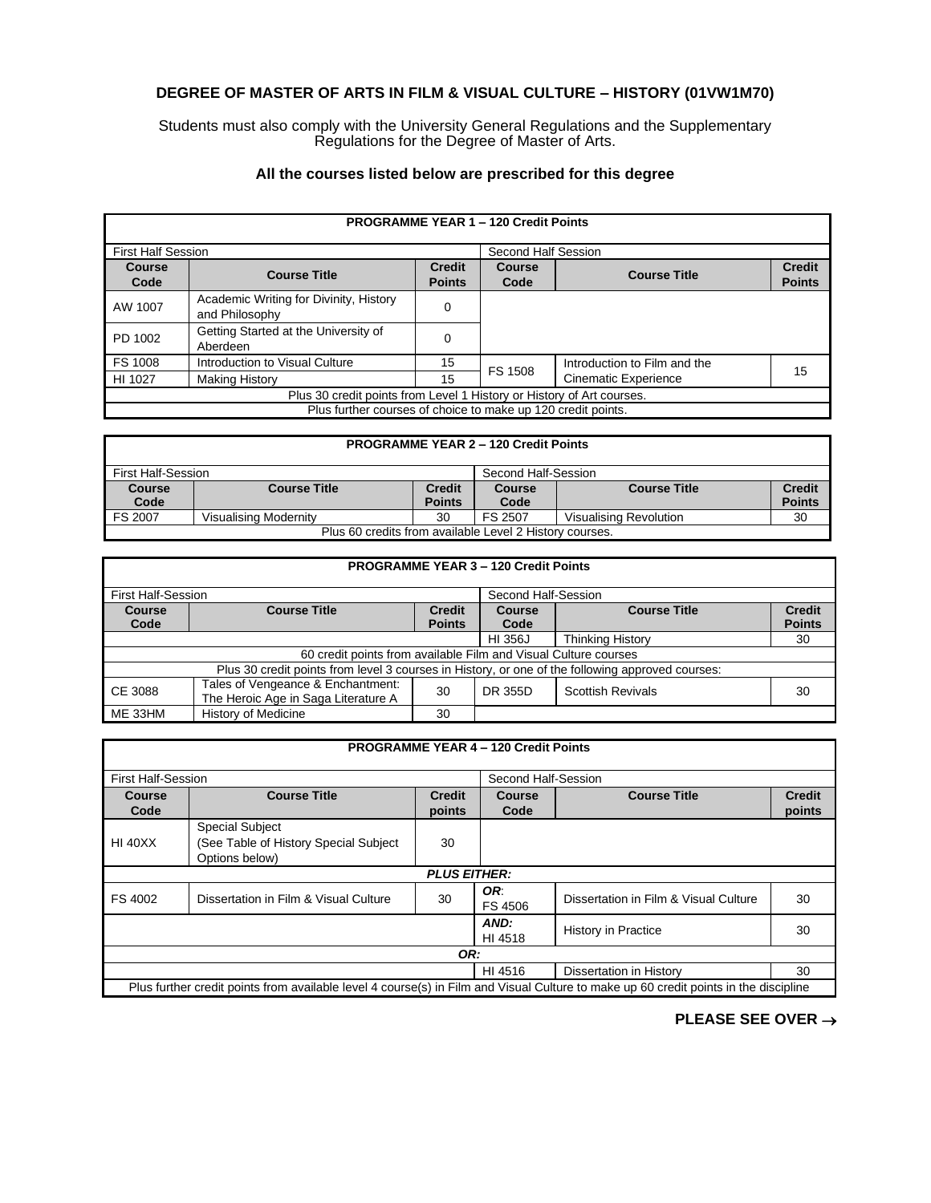# DEGREE OF MASTER OF ARTS IN FILM & VISUAL CULTURE – HISTORY (01VW1M70)

Students must also comply with the University General Regulations and the Supplementary Regulations for the Degree of Master of Arts.

### All the courses listed below are prescribed for this degree

| PROGRAMME YEAR 1 – 120 Credit Points | | | | | |
|---|---|---|---|---|---|
| First Half Session | | | Second Half Session | | |
| **Course Code** | **Course Title** | **Credit Points** | **Course Code** | **Course Title** | **Credit Points** |
| AW 1007 | Academic Writing for Divinity, History and Philosophy | 0 | | | |
| PD 1002 | Getting Started at the University of Aberdeen | 0 | | | |
| FS 1008 | Introduction to Visual Culture | 15 | FS 1508 | Introduction to Film and the Cinematic Experience | 15 |
| HI 1027 | Making History | 15 | | | |
| Plus 30 credit points from Level 1 History or History of Art courses. | | | | | |
| Plus further courses of choice to make up 120 credit points. | | | | | |

| PROGRAMME YEAR 2 – 120 Credit Points | | | | | |
|---|---|---|---|---|---|
| First Half-Session | | | Second Half-Session | | |
| **Course Code** | **Course Title** | **Credit Points** | **Course Code** | **Course Title** | **Credit Points** |
| FS 2007 | Visualising Modernity | 30 | FS 2507 | Visualising Revolution | 30 |
| Plus 60 credits from available Level 2 History courses. | | | | | |

| PROGRAMME YEAR 3 – 120 Credit Points | | | | | |
|---|---|---|---|---|---|
| First Half-Session | | | Second Half-Session | | |
| **Course Code** | **Course Title** | **Credit Points** | **Course Code** | **Course Title** | **Credit Points** |
| | | | HI 356J | Thinking History | 30 |
| 60 credit points from available Film and Visual Culture courses | | | | | |
| Plus 30 credit points from level 3 courses in History, or one of the following approved courses: | | | | | |
| CE 3088 | Tales of Vengeance & Enchantment: The Heroic Age in Saga Literature A | 30 | DR 355D | Scottish Revivals | 30 |
| ME 33HM | History of Medicine | 30 | | | |

| PROGRAMME YEAR 4 – 120 Credit Points | | | | | |
|---|---|---|---|---|---|
| First Half-Session | | | Second Half-Session | | |
| **Course Code** | **Course Title** | **Credit points** | **Course Code** | **Course Title** | **Credit points** |
| HI 40XX | Special Subject (See Table of History Special Subject Options below) | 30 | | | |
| ***PLUS EITHER:*** | | | | | |
| FS 4002 | Dissertation in Film & Visual Culture | 30 | ***OR*:** FS 4506 | Dissertation in Film & Visual Culture | 30 |
| | | | ***AND:*** HI 4518 | History in Practice | 30 |
| ***OR:*** | | | | | |
| | | | HI 4516 | Dissertation in History | 30 |
| Plus further credit points from available level 4 course(s) in Film and Visual Culture to make up 60 credit points in the discipline | | | | | |

**PLEASE SEE OVER →**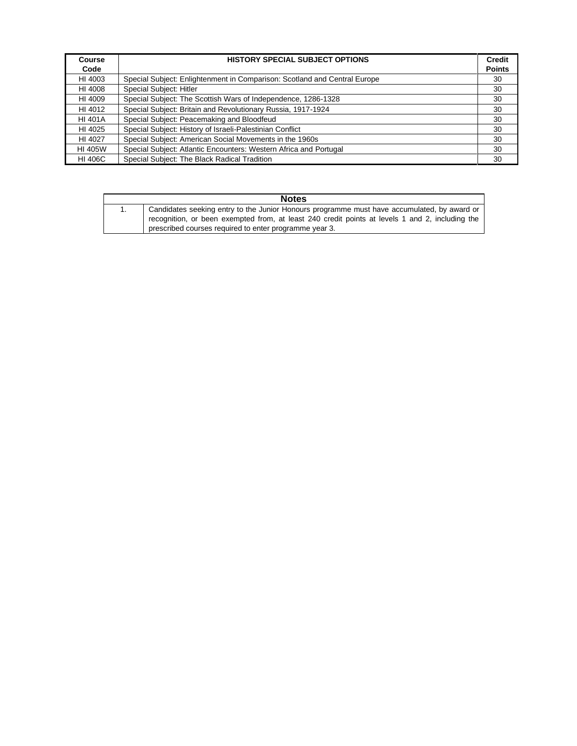| Course Code | HISTORY SPECIAL SUBJECT OPTIONS | Credit Points |
|---|---|---|
| HI 4003 | Special Subject: Enlightenment in Comparison: Scotland and Central Europe | 30 |
| HI 4008 | Special Subject: Hitler | 30 |
| HI 4009 | Special Subject: The Scottish Wars of Independence, 1286-1328 | 30 |
| HI 4012 | Special Subject: Britain and Revolutionary Russia, 1917-1924 | 30 |
| HI 401A | Special Subject: Peacemaking and Bloodfeud | 30 |
| HI 4025 | Special Subject: History of Israeli-Palestinian Conflict | 30 |
| HI 4027 | Special Subject: American Social Movements in the 1960s | 30 |
| HI 405W | Special Subject: Atlantic Encounters: Western Africa and Portugal | 30 |
| HI 406C | Special Subject: The Black Radical Tradition | 30 |

| Notes | |
|---|---|
| 1. | Candidates seeking entry to the Junior Honours programme must have accumulated, by award or recognition, or been exempted from, at least 240 credit points at levels 1 and 2, including the prescribed courses required to enter programme year 3. |